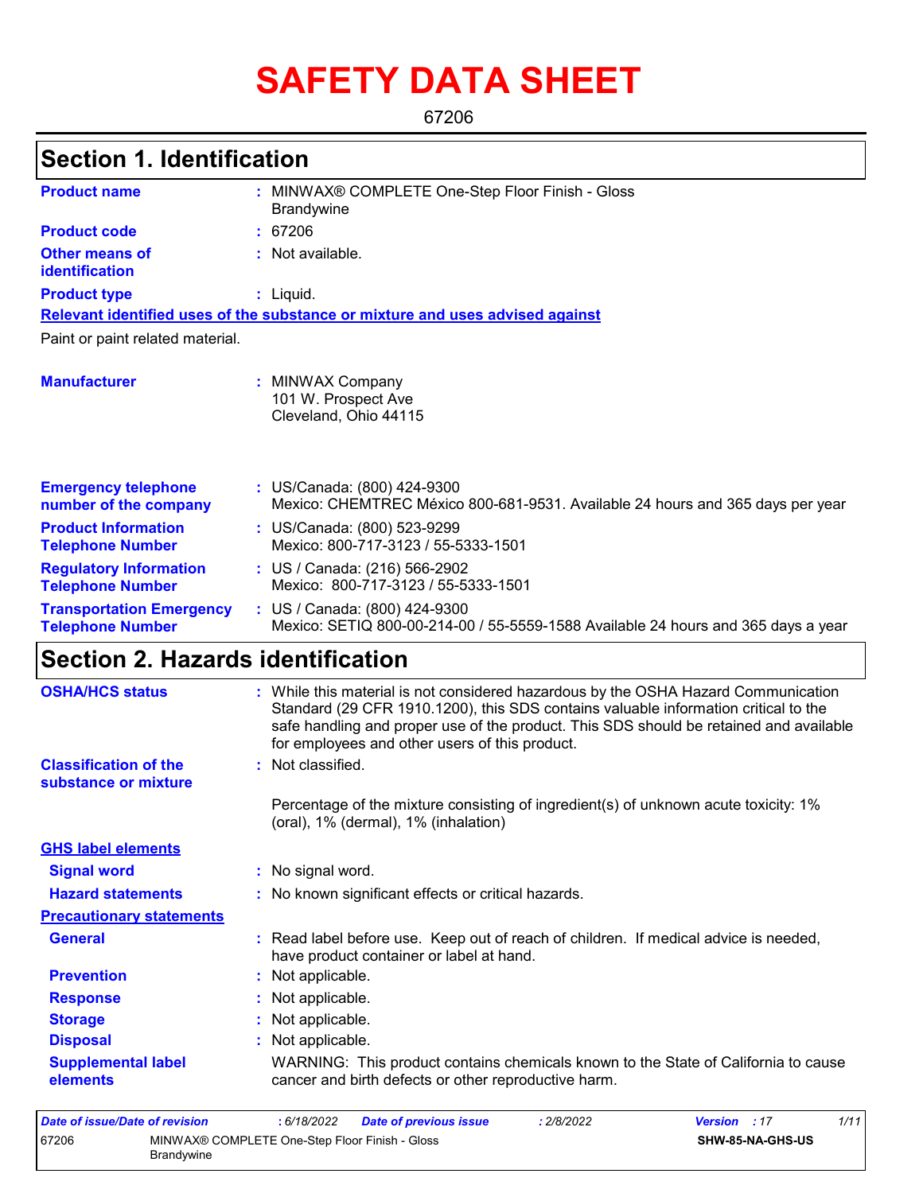# SAFETY DATA SHEET

67206

## Section 1. Identification

**Product name** : MINWAX® COMPLETE One-Step Floor Finish - Gloss Brandywine

**Product code** : 67206

**Other means of identification** : Not available.

**Product type** : Liquid.

**Relevant identified uses of the substance or mixture and uses advised against**

Paint or paint related material.

**Manufacturer** : MINWAX Company
101 W. Prospect Ave
Cleveland, Ohio 44115

**Emergency telephone number of the company** : US/Canada: (800) 424-9300
Mexico: CHEMTREC México 800-681-9531. Available 24 hours and 365 days per year

**Product Information Telephone Number** : US/Canada: (800) 523-9299
Mexico: 800-717-3123 / 55-5333-1501

**Regulatory Information Telephone Number** : US / Canada: (216) 566-2902
Mexico: 800-717-3123 / 55-5333-1501

**Transportation Emergency Telephone Number** : US / Canada: (800) 424-9300
Mexico: SETIQ 800-00-214-00 / 55-5559-1588 Available 24 hours and 365 days a year

## Section 2. Hazards identification

**OSHA/HCS status** : While this material is not considered hazardous by the OSHA Hazard Communication Standard (29 CFR 1910.1200), this SDS contains valuable information critical to the safe handling and proper use of the product. This SDS should be retained and available for employees and other users of this product.

**Classification of the substance or mixture** : Not classified.

Percentage of the mixture consisting of ingredient(s) of unknown acute toxicity: 1% (oral), 1% (dermal), 1% (inhalation)

**GHS label elements**

**Signal word** : No signal word.

**Hazard statements** : No known significant effects or critical hazards.

**Precautionary statements**

**General** : Read label before use. Keep out of reach of children. If medical advice is needed, have product container or label at hand.

**Prevention** : Not applicable.

**Response** : Not applicable.

**Storage** : Not applicable.

**Disposal** : Not applicable.

**Supplemental label elements** WARNING: This product contains chemicals known to the State of California to cause cancer and birth defects or other reproductive harm.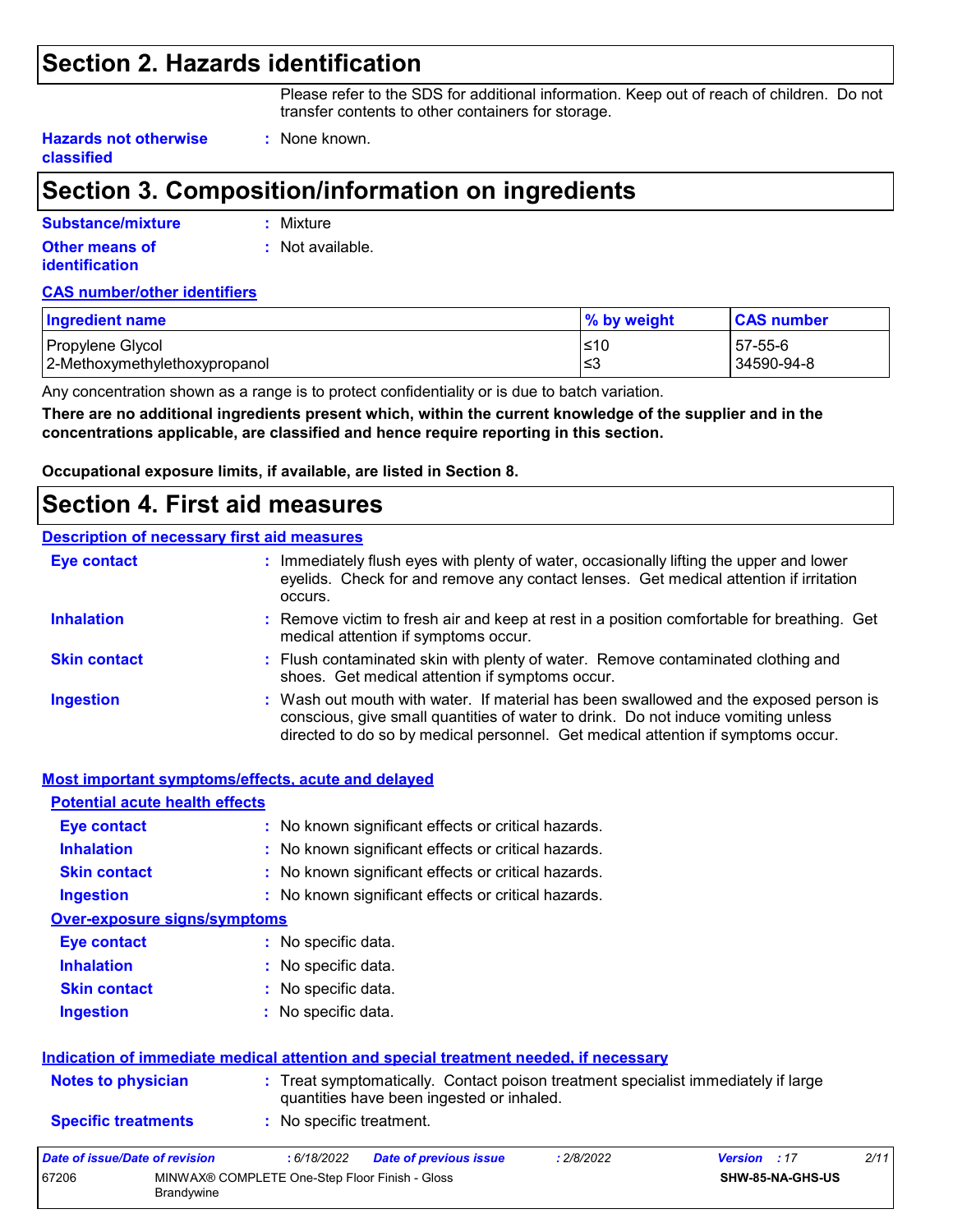## Section 2. Hazards identification

Please refer to the SDS for additional information. Keep out of reach of children. Do not transfer contents to other containers for storage.

**Hazards not otherwise classified** : None known.

## Section 3. Composition/information on ingredients

**Substance/mixture** : Mixture

**Other means of identification** : Not available.

**CAS number/other identifiers**

| Ingredient name | % by weight | CAS number |
|---|---|---|
| Propylene Glycol | ≤10 | 57-55-6 |
| 2-Methoxymethylethoxypropanol | ≤3 | 34590-94-8 |

Any concentration shown as a range is to protect confidentiality or is due to batch variation.

**There are no additional ingredients present which, within the current knowledge of the supplier and in the concentrations applicable, are classified and hence require reporting in this section.**

**Occupational exposure limits, if available, are listed in Section 8.**

## Section 4. First aid measures

**Description of necessary first aid measures**

**Eye contact** : Immediately flush eyes with plenty of water, occasionally lifting the upper and lower eyelids. Check for and remove any contact lenses. Get medical attention if irritation occurs.

**Inhalation** : Remove victim to fresh air and keep at rest in a position comfortable for breathing. Get medical attention if symptoms occur.

**Skin contact** : Flush contaminated skin with plenty of water. Remove contaminated clothing and shoes. Get medical attention if symptoms occur.

**Ingestion** : Wash out mouth with water. If material has been swallowed and the exposed person is conscious, give small quantities of water to drink. Do not induce vomiting unless directed to do so by medical personnel. Get medical attention if symptoms occur.

**Most important symptoms/effects, acute and delayed**

**Potential acute health effects**

**Eye contact** : No known significant effects or critical hazards.

**Inhalation** : No known significant effects or critical hazards.

**Skin contact** : No known significant effects or critical hazards.

**Ingestion** : No known significant effects or critical hazards.

**Over-exposure signs/symptoms**

**Eye contact** : No specific data.

**Inhalation** : No specific data.

**Skin contact** : No specific data.

**Ingestion** : No specific data.

**Indication of immediate medical attention and special treatment needed, if necessary**

**Notes to physician** : Treat symptomatically. Contact poison treatment specialist immediately if large quantities have been ingested or inhaled.

**Specific treatments** : No specific treatment.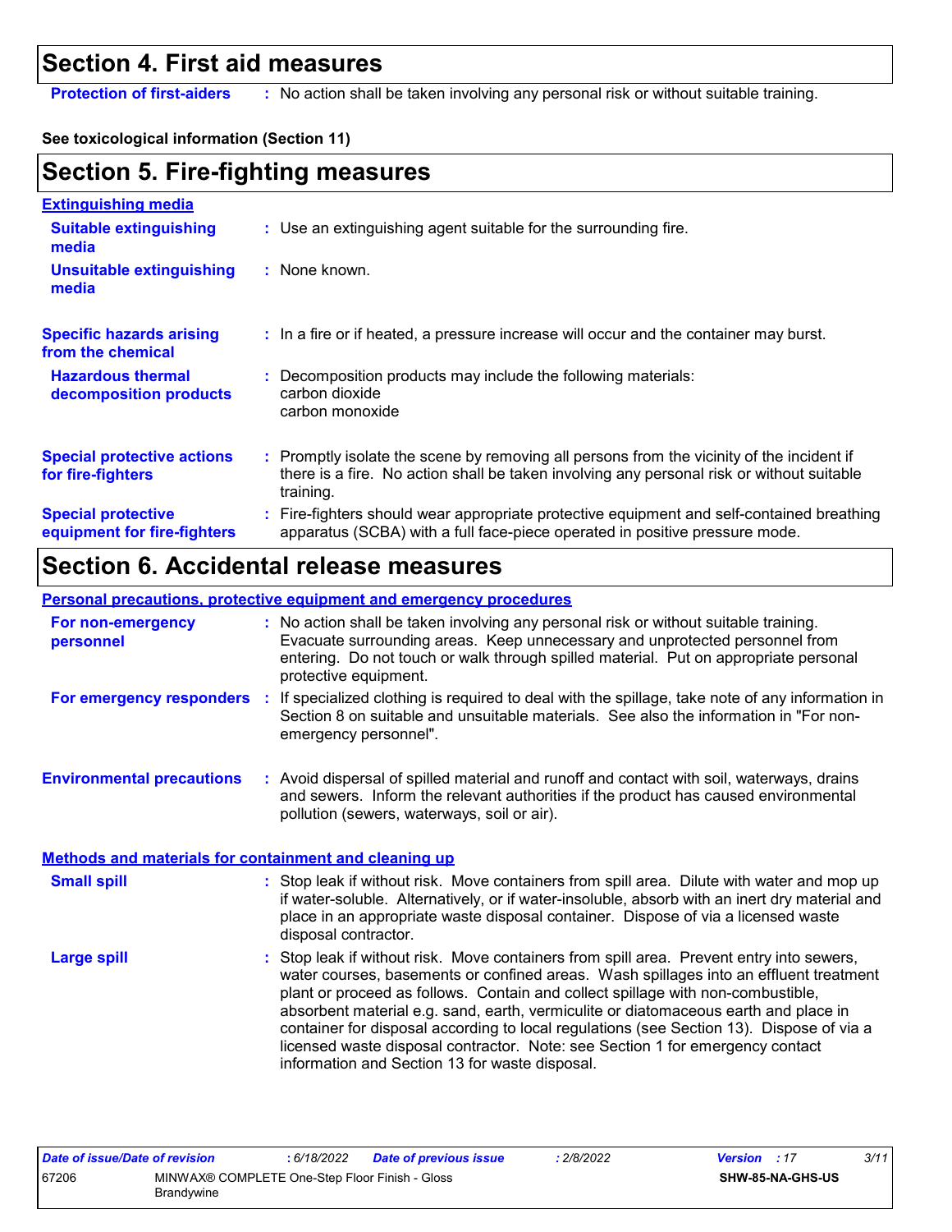## Section 4. First aid measures

**Protection of first-aiders** : No action shall be taken involving any personal risk or without suitable training.

**See toxicological information (Section 11)**

## Section 5. Fire-fighting measures

**Extinguishing media**

**Suitable extinguishing media** : Use an extinguishing agent suitable for the surrounding fire.

**Unsuitable extinguishing media** : None known.

**Specific hazards arising from the chemical** : In a fire or if heated, a pressure increase will occur and the container may burst.

**Hazardous thermal decomposition products** : Decomposition products may include the following materials:
carbon dioxide
carbon monoxide

**Special protective actions for fire-fighters** : Promptly isolate the scene by removing all persons from the vicinity of the incident if there is a fire. No action shall be taken involving any personal risk or without suitable training.

**Special protective equipment for fire-fighters** : Fire-fighters should wear appropriate protective equipment and self-contained breathing apparatus (SCBA) with a full face-piece operated in positive pressure mode.

## Section 6. Accidental release measures

**Personal precautions, protective equipment and emergency procedures**

**For non-emergency personnel** : No action shall be taken involving any personal risk or without suitable training. Evacuate surrounding areas. Keep unnecessary and unprotected personnel from entering. Do not touch or walk through spilled material. Put on appropriate personal protective equipment.

**For emergency responders** : If specialized clothing is required to deal with the spillage, take note of any information in Section 8 on suitable and unsuitable materials. See also the information in "For non-emergency personnel".

**Environmental precautions** : Avoid dispersal of spilled material and runoff and contact with soil, waterways, drains and sewers. Inform the relevant authorities if the product has caused environmental pollution (sewers, waterways, soil or air).

**Methods and materials for containment and cleaning up**

**Small spill** : Stop leak if without risk. Move containers from spill area. Dilute with water and mop up if water-soluble. Alternatively, or if water-insoluble, absorb with an inert dry material and place in an appropriate waste disposal container. Dispose of via a licensed waste disposal contractor.

**Large spill** : Stop leak if without risk. Move containers from spill area. Prevent entry into sewers, water courses, basements or confined areas. Wash spillages into an effluent treatment plant or proceed as follows. Contain and collect spillage with non-combustible, absorbent material e.g. sand, earth, vermiculite or diatomaceous earth and place in container for disposal according to local regulations (see Section 13). Dispose of via a licensed waste disposal contractor. Note: see Section 1 for emergency contact information and Section 13 for waste disposal.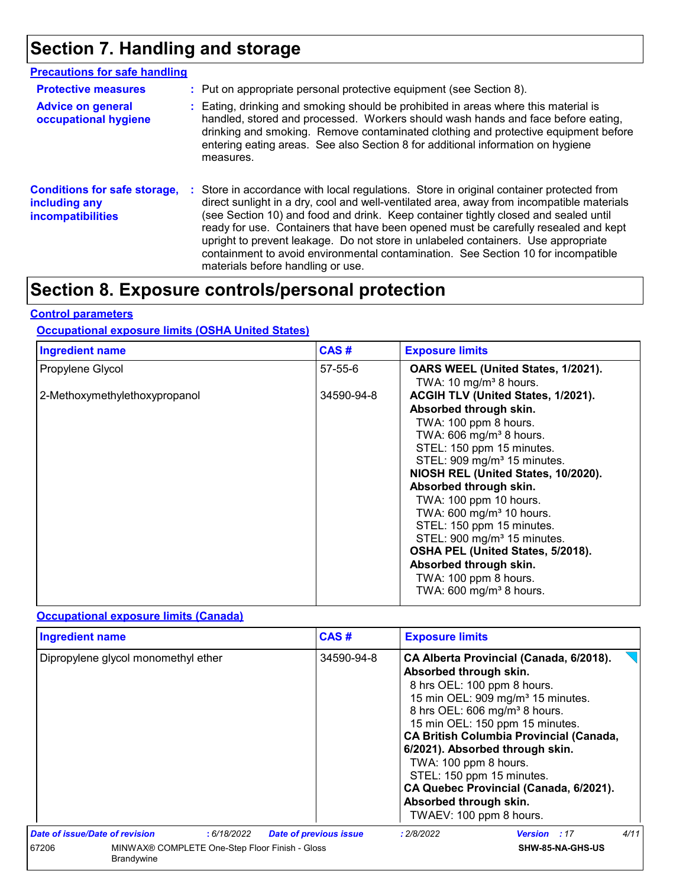# Section 7. Handling and storage

**Precautions for safe handling**

**Protective measures** : Put on appropriate personal protective equipment (see Section 8).

**Advice on general occupational hygiene** : Eating, drinking and smoking should be prohibited in areas where this material is handled, stored and processed. Workers should wash hands and face before eating, drinking and smoking. Remove contaminated clothing and protective equipment before entering eating areas. See also Section 8 for additional information on hygiene measures.

**Conditions for safe storage, including any incompatibilities** : Store in accordance with local regulations. Store in original container protected from direct sunlight in a dry, cool and well-ventilated area, away from incompatible materials (see Section 10) and food and drink. Keep container tightly closed and sealed until ready for use. Containers that have been opened must be carefully resealed and kept upright to prevent leakage. Do not store in unlabeled containers. Use appropriate containment to avoid environmental contamination. See Section 10 for incompatible materials before handling or use.

# Section 8. Exposure controls/personal protection

**Control parameters**

**Occupational exposure limits (OSHA United States)**

| Ingredient name | CAS # | Exposure limits |
|---|---|---|
| Propylene Glycol | 57-55-6 | **OARS WEEL (United States, 1/2021).**<br>TWA: 10 mg/m³ 8 hours. |
| 2-Methoxymethylethoxypropanol | 34590-94-8 | **ACGIH TLV (United States, 1/2021). Absorbed through skin.**<br>TWA: 100 ppm 8 hours.<br>TWA: 606 mg/m³ 8 hours.<br>STEL: 150 ppm 15 minutes.<br>STEL: 909 mg/m³ 15 minutes.<br>**NIOSH REL (United States, 10/2020). Absorbed through skin.**<br>TWA: 100 ppm 10 hours.<br>TWA: 600 mg/m³ 10 hours.<br>STEL: 150 ppm 15 minutes.<br>STEL: 900 mg/m³ 15 minutes.<br>**OSHA PEL (United States, 5/2018). Absorbed through skin.**<br>TWA: 100 ppm 8 hours.<br>TWA: 600 mg/m³ 8 hours. |

**Occupational exposure limits (Canada)**

| Ingredient name | CAS # | Exposure limits |
|---|---|---|
| Dipropylene glycol monomethyl ether | 34590-94-8 | **CA Alberta Provincial (Canada, 6/2018). Absorbed through skin.**<br>8 hrs OEL: 100 ppm 8 hours.<br>15 min OEL: 909 mg/m³ 15 minutes.<br>8 hrs OEL: 606 mg/m³ 8 hours.<br>15 min OEL: 150 ppm 15 minutes.<br>**CA British Columbia Provincial (Canada, 6/2021). Absorbed through skin.**<br>TWA: 100 ppm 8 hours.<br>STEL: 150 ppm 15 minutes.<br>**CA Quebec Provincial (Canada, 6/2021). Absorbed through skin.**<br>TWAEV: 100 ppm 8 hours. |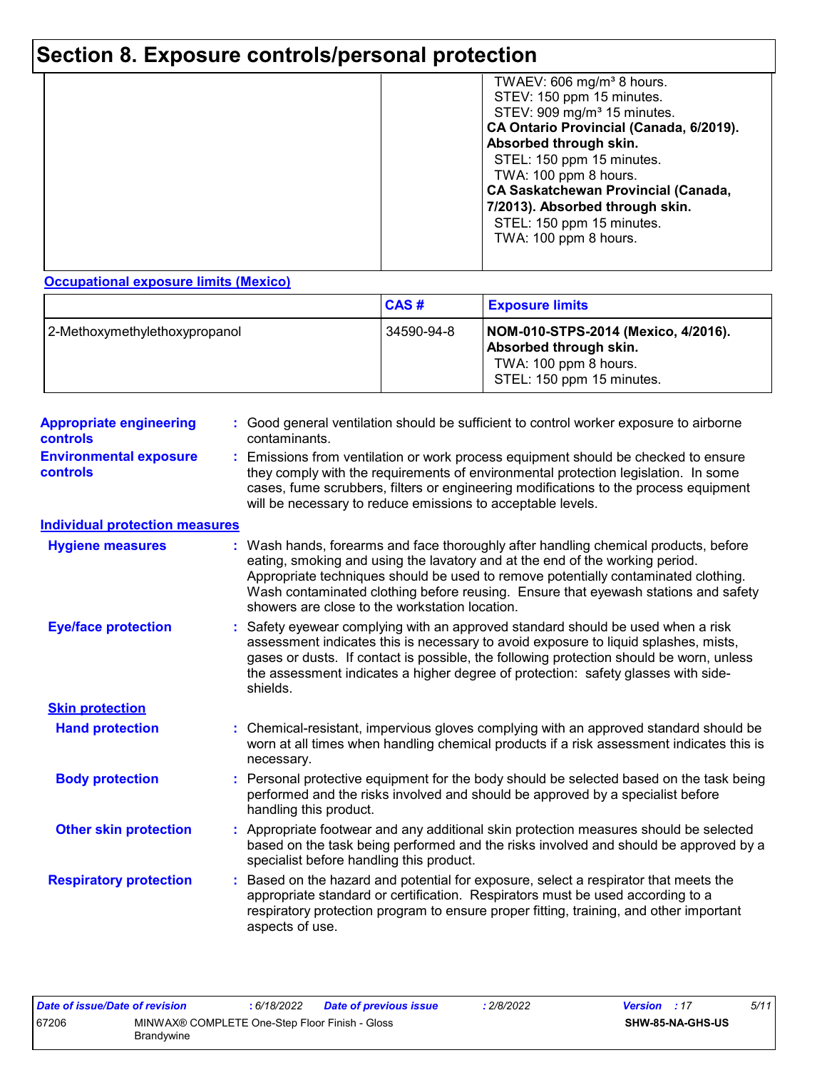# Section 8. Exposure controls/personal protection

| | | |
|---|---|---|
| | | TWAEV: 606 mg/m³ 8 hours.<br>STEV: 150 ppm 15 minutes.<br>STEV: 909 mg/m³ 15 minutes.<br>**CA Ontario Provincial (Canada, 6/2019). Absorbed through skin.**<br>STEL: 150 ppm 15 minutes.<br>TWA: 100 ppm 8 hours.<br>**CA Saskatchewan Provincial (Canada, 7/2013). Absorbed through skin.**<br>STEL: 150 ppm 15 minutes.<br>TWA: 100 ppm 8 hours. |

**Occupational exposure limits (Mexico)**

| | CAS # | Exposure limits |
|---|---|---|
| 2-Methoxymethylethoxypropanol | 34590-94-8 | **NOM-010-STPS-2014 (Mexico, 4/2016). Absorbed through skin.**<br>TWA: 100 ppm 8 hours.<br>STEL: 150 ppm 15 minutes. |

**Appropriate engineering controls** : Good general ventilation should be sufficient to control worker exposure to airborne contaminants.

**Environmental exposure controls** : Emissions from ventilation or work process equipment should be checked to ensure they comply with the requirements of environmental protection legislation. In some cases, fume scrubbers, filters or engineering modifications to the process equipment will be necessary to reduce emissions to acceptable levels.

**Individual protection measures**

**Hygiene measures** : Wash hands, forearms and face thoroughly after handling chemical products, before eating, smoking and using the lavatory and at the end of the working period. Appropriate techniques should be used to remove potentially contaminated clothing. Wash contaminated clothing before reusing. Ensure that eyewash stations and safety showers are close to the workstation location.

**Eye/face protection** : Safety eyewear complying with an approved standard should be used when a risk assessment indicates this is necessary to avoid exposure to liquid splashes, mists, gases or dusts. If contact is possible, the following protection should be worn, unless the assessment indicates a higher degree of protection: safety glasses with side-shields.

**Skin protection**

**Hand protection** : Chemical-resistant, impervious gloves complying with an approved standard should be worn at all times when handling chemical products if a risk assessment indicates this is necessary.

**Body protection** : Personal protective equipment for the body should be selected based on the task being performed and the risks involved and should be approved by a specialist before handling this product.

**Other skin protection** : Appropriate footwear and any additional skin protection measures should be selected based on the task being performed and the risks involved and should be approved by a specialist before handling this product.

**Respiratory protection** : Based on the hazard and potential for exposure, select a respirator that meets the appropriate standard or certification. Respirators must be used according to a respiratory protection program to ensure proper fitting, training, and other important aspects of use.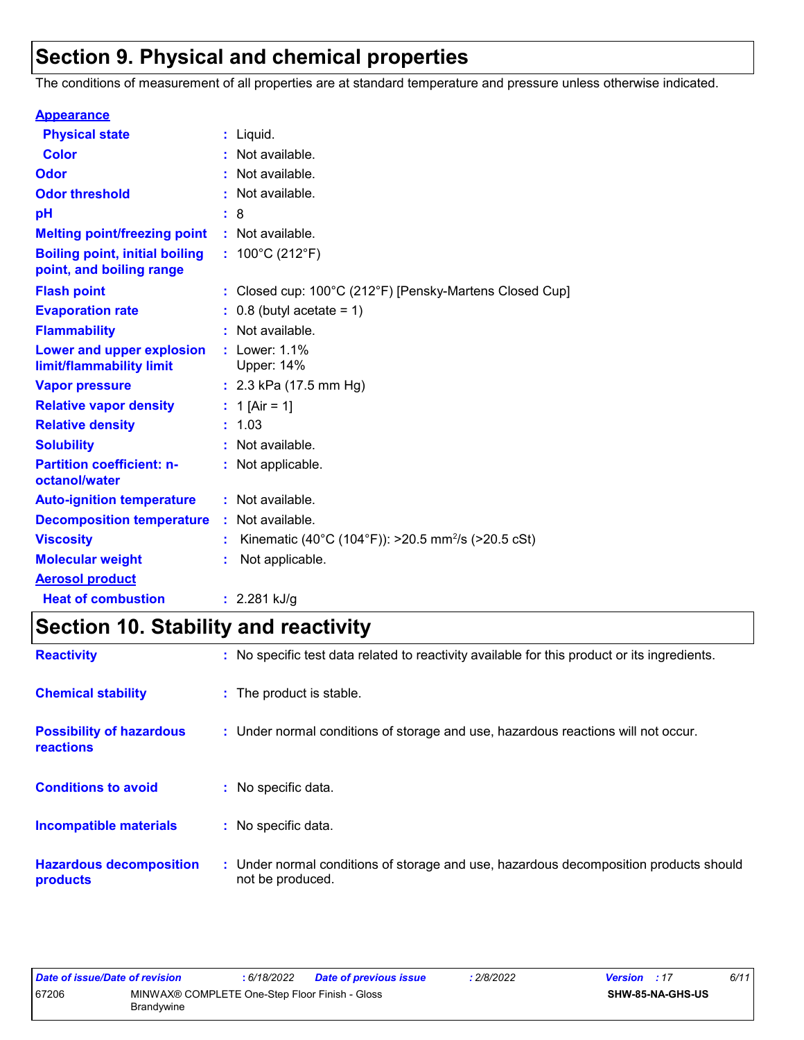# Section 9. Physical and chemical properties

The conditions of measurement of all properties are at standard temperature and pressure unless otherwise indicated.

**Appearance**

| | |
|---|---|
| **Physical state** | : Liquid. |
| **Color** | : Not available. |
| **Odor** | : Not available. |
| **Odor threshold** | : Not available. |
| **pH** | : 8 |
| **Melting point/freezing point** | : Not available. |
| **Boiling point, initial boiling point, and boiling range** | : 100°C (212°F) |
| **Flash point** | : Closed cup: 100°C (212°F) [Pensky-Martens Closed Cup] |
| **Evaporation rate** | : 0.8 (butyl acetate = 1) |
| **Flammability** | : Not available. |
| **Lower and upper explosion limit/flammability limit** | : Lower: 1.1%<br>Upper: 14% |
| **Vapor pressure** | : 2.3 kPa (17.5 mm Hg) |
| **Relative vapor density** | : 1 [Air = 1] |
| **Relative density** | : 1.03 |
| **Solubility** | : Not available. |
| **Partition coefficient: n-octanol/water** | : Not applicable. |
| **Auto-ignition temperature** | : Not available. |
| **Decomposition temperature** | : Not available. |
| **Viscosity** | : Kinematic (40°C (104°F)): >20.5 $mm^2/s$ (>20.5 cSt) |
| **Molecular weight** | : Not applicable. |

**Aerosol product**

| | |
|---|---|
| **Heat of combustion** | : 2.281 kJ/g |

# Section 10. Stability and reactivity

| | |
|---|---|
| **Reactivity** | : No specific test data related to reactivity available for this product or its ingredients. |
| **Chemical stability** | : The product is stable. |
| **Possibility of hazardous reactions** | : Under normal conditions of storage and use, hazardous reactions will not occur. |
| **Conditions to avoid** | : No specific data. |
| **Incompatible materials** | : No specific data. |
| **Hazardous decomposition products** | : Under normal conditions of storage and use, hazardous decomposition products should not be produced. |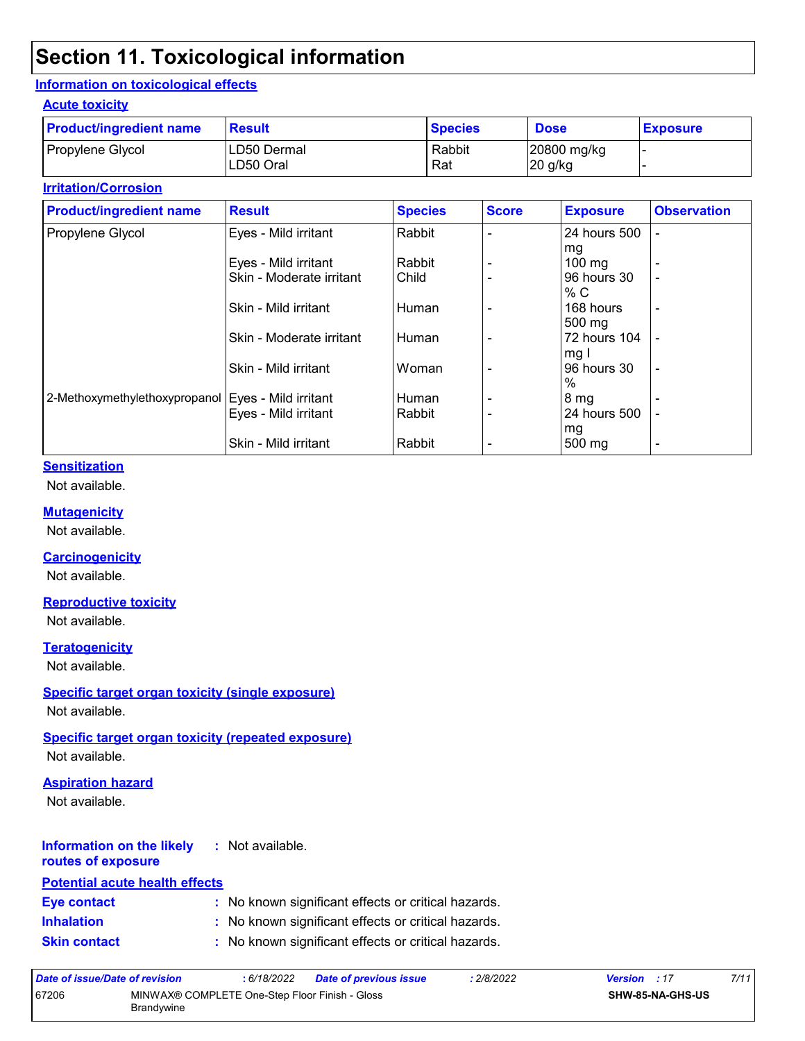# Section 11. Toxicological information

## Information on toxicological effects

### Acute toxicity

| Product/ingredient name | Result | Species | Dose | Exposure |
|---|---|---|---|---|
| Propylene Glycol | LD50 Dermal | Rabbit | 20800 mg/kg | - |
| | LD50 Oral | Rat | 20 g/kg | - |

### Irritation/Corrosion

| Product/ingredient name | Result | Species | Score | Exposure | Observation |
|---|---|---|---|---|---|
| Propylene Glycol | Eyes - Mild irritant | Rabbit | - | 24 hours 500 mg | - |
| | Eyes - Mild irritant | Rabbit | - | 100 mg | - |
| | Skin - Moderate irritant | Child | - | 96 hours 30 % C | - |
| | Skin - Mild irritant | Human | - | 168 hours 500 mg | - |
| | Skin - Moderate irritant | Human | - | 72 hours 104 mg I | - |
| | Skin - Mild irritant | Woman | - | 96 hours 30 % | - |
| 2-Methoxymethylethoxypropanol | Eyes - Mild irritant | Human | - | 8 mg | - |
| | Eyes - Mild irritant | Rabbit | - | 24 hours 500 mg | - |
| | Skin - Mild irritant | Rabbit | - | 500 mg | - |

### Sensitization

Not available.

### Mutagenicity

Not available.

### Carcinogenicity

Not available.

### Reproductive toxicity

Not available.

### Teratogenicity

Not available.

### Specific target organ toxicity (single exposure)

Not available.

### Specific target organ toxicity (repeated exposure)

Not available.

### Aspiration hazard

Not available.

**Information on the likely routes of exposure** : Not available.

### Potential acute health effects

**Eye contact** : No known significant effects or critical hazards.

**Inhalation** : No known significant effects or critical hazards.

**Skin contact** : No known significant effects or critical hazards.

*Date of issue/Date of revision* : 6/18/2022 *Date of previous issue* : 2/8/2022 *Version* : 17

67206 MINWAX® COMPLETE One-Step Floor Finish - Gloss Brandywine SHW-85-NA-GHS-US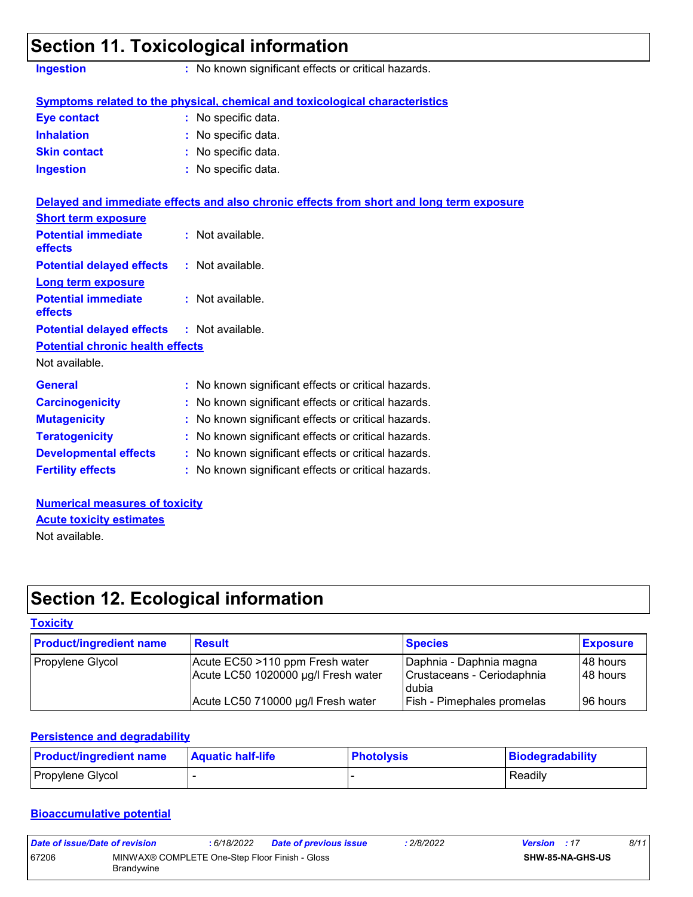## Section 11. Toxicological information

**Ingestion** : No known significant effects or critical hazards.

**Symptoms related to the physical, chemical and toxicological characteristics**

**Eye contact** : No specific data.

**Inhalation** : No specific data.

**Skin contact** : No specific data.

**Ingestion** : No specific data.

**Delayed and immediate effects and also chronic effects from short and long term exposure**

**Short term exposure**

**Potential immediate effects** : Not available.

**Potential delayed effects** : Not available.

**Long term exposure**

**Potential immediate effects** : Not available.

**Potential delayed effects** : Not available.

**Potential chronic health effects**

Not available.

**General** : No known significant effects or critical hazards.

**Carcinogenicity** : No known significant effects or critical hazards.

**Mutagenicity** : No known significant effects or critical hazards.

**Teratogenicity** : No known significant effects or critical hazards.

**Developmental effects** : No known significant effects or critical hazards.

**Fertility effects** : No known significant effects or critical hazards.

**Numerical measures of toxicity**

**Acute toxicity estimates**

Not available.

## Section 12. Ecological information

**Toxicity**

| Product/ingredient name | Result | Species | Exposure |
|---|---|---|---|
| Propylene Glycol | Acute EC50 >110 ppm Fresh water | Daphnia - Daphnia magna | 48 hours |
| | Acute LC50 1020000 µg/l Fresh water | Crustaceans - Ceriodaphnia dubia | 48 hours |
| | Acute LC50 710000 µg/l Fresh water | Fish - Pimephales promelas | 96 hours |

**Persistence and degradability**

| Product/ingredient name | Aquatic half-life | Photolysis | Biodegradability |
|---|---|---|---|
| Propylene Glycol | - | - | Readily |

**Bioaccumulative potential**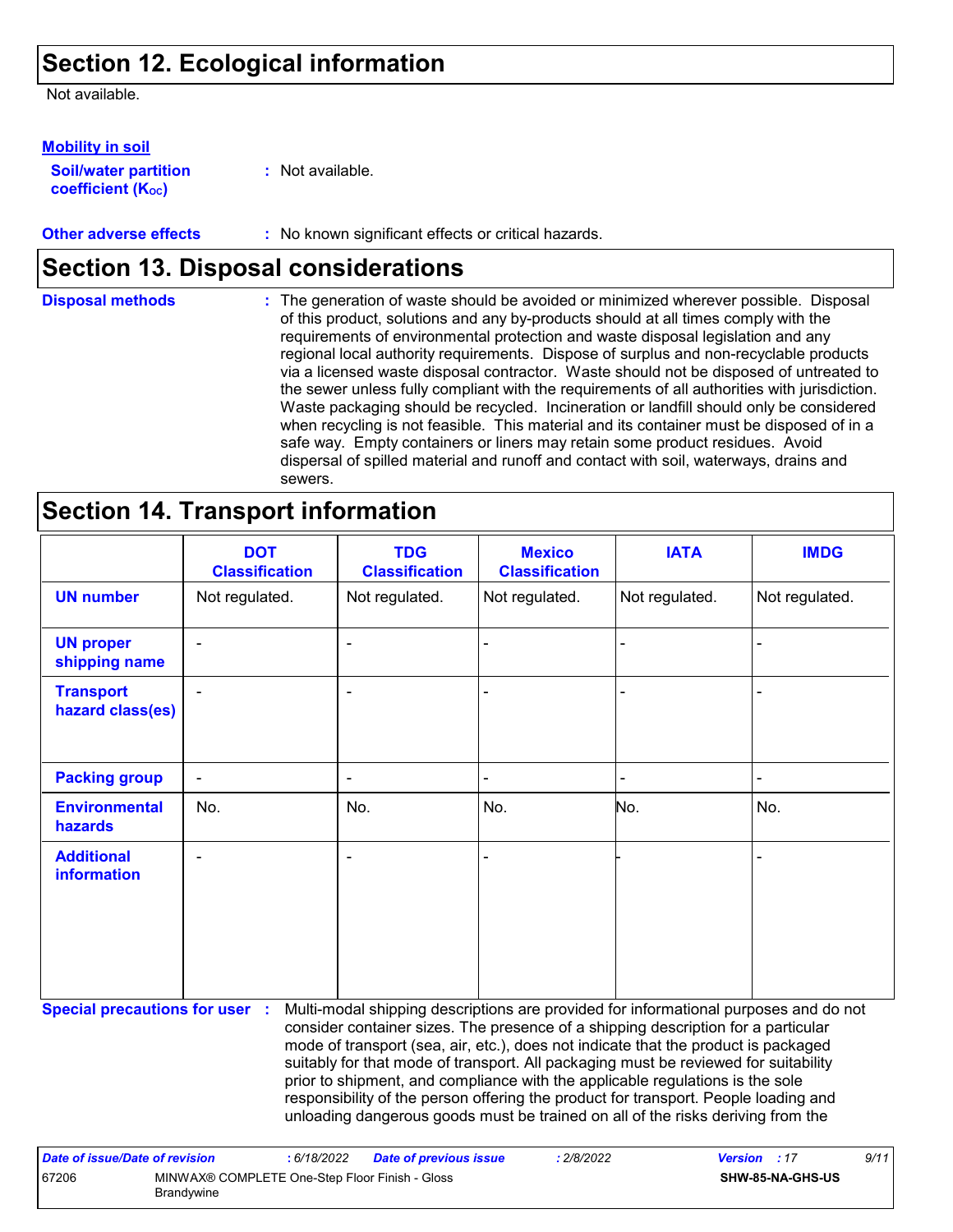## Section 12. Ecological information

Not available.

**Mobility in soil**

**Soil/water partition coefficient ($K_{OC}$)** : Not available.

**Other adverse effects** : No known significant effects or critical hazards.

## Section 13. Disposal considerations

**Disposal methods** : The generation of waste should be avoided or minimized wherever possible. Disposal of this product, solutions and any by-products should at all times comply with the requirements of environmental protection and waste disposal legislation and any regional local authority requirements. Dispose of surplus and non-recyclable products via a licensed waste disposal contractor. Waste should not be disposed of untreated to the sewer unless fully compliant with the requirements of all authorities with jurisdiction. Waste packaging should be recycled. Incineration or landfill should only be considered when recycling is not feasible. This material and its container must be disposed of in a safe way. Empty containers or liners may retain some product residues. Avoid dispersal of spilled material and runoff and contact with soil, waterways, drains and sewers.

## Section 14. Transport information

| | DOT Classification | TDG Classification | Mexico Classification | IATA | IMDG |
|---|---|---|---|---|---|
| **UN number** | Not regulated. | Not regulated. | Not regulated. | Not regulated. | Not regulated. |
| **UN proper shipping name** | - | - | - | - | - |
| **Transport hazard class(es)** | - | - | - | - | - |
| **Packing group** | - | - | - | - | - |
| **Environmental hazards** | No. | No. | No. | No. | No. |
| **Additional information** | - | - | - | - | - |

**Special precautions for user** : Multi-modal shipping descriptions are provided for informational purposes and do not consider container sizes. The presence of a shipping description for a particular mode of transport (sea, air, etc.), does not indicate that the product is packaged suitably for that mode of transport. All packaging must be reviewed for suitability prior to shipment, and compliance with the applicable regulations is the sole responsibility of the person offering the product for transport. People loading and unloading dangerous goods must be trained on all of the risks deriving from the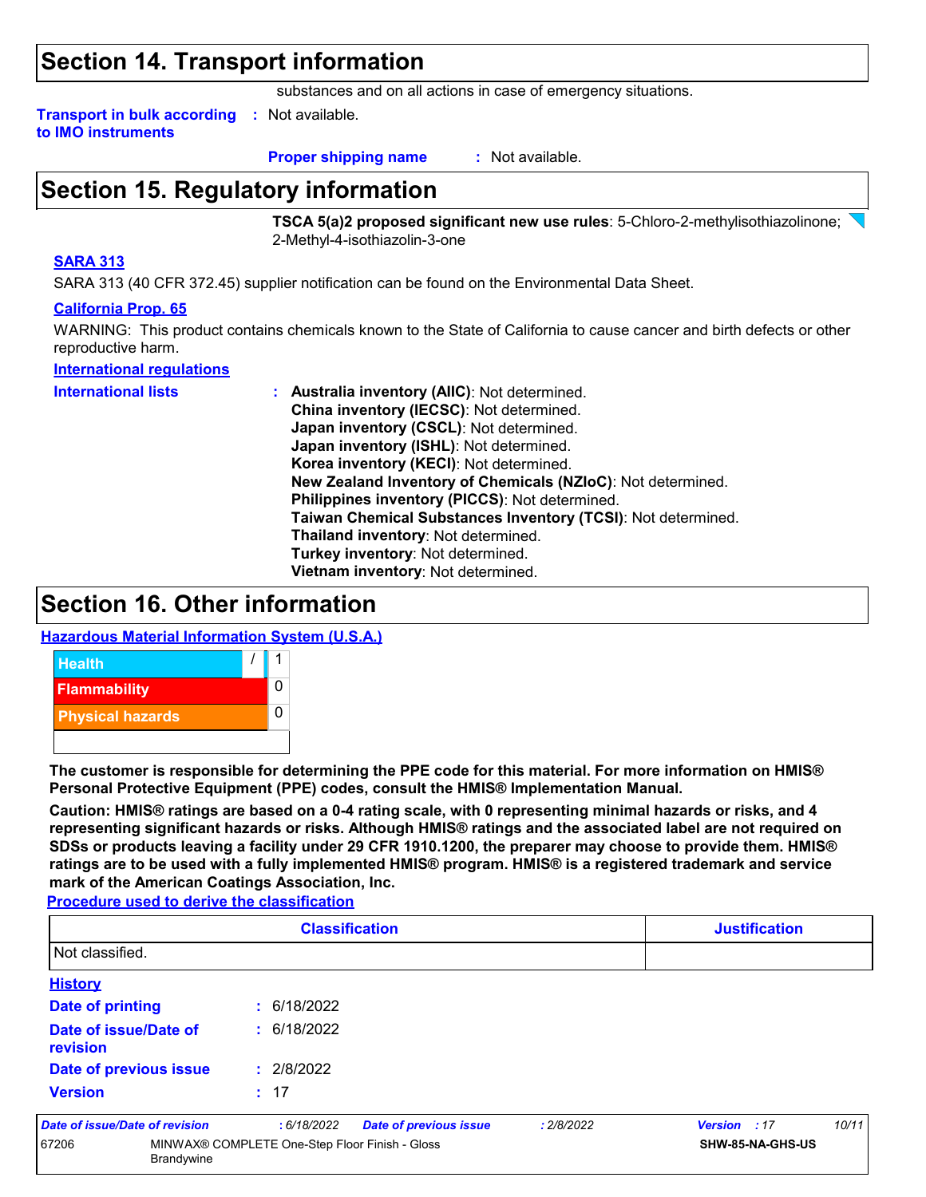## Section 14. Transport information

substances and on all actions in case of emergency situations.

**Transport in bulk according to IMO instruments** : Not available.

**Proper shipping name** : Not available.

## Section 15. Regulatory information

**TSCA 5(a)2 proposed significant new use rules**: 5-Chloro-2-methylisothiazolinone; 2-Methyl-4-isothiazolin-3-one

**SARA 313**

SARA 313 (40 CFR 372.45) supplier notification can be found on the Environmental Data Sheet.

**California Prop. 65**

WARNING: This product contains chemicals known to the State of California to cause cancer and birth defects or other reproductive harm.

**International regulations**

**International lists** :
- **Australia inventory (AIIC)**: Not determined.
- **China inventory (IECSC)**: Not determined.
- **Japan inventory (CSCL)**: Not determined.
- **Japan inventory (ISHL)**: Not determined.
- **Korea inventory (KECI)**: Not determined.
- **New Zealand Inventory of Chemicals (NZIoC)**: Not determined.
- **Philippines inventory (PICCS)**: Not determined.
- **Taiwan Chemical Substances Inventory (TCSI)**: Not determined.
- **Thailand inventory**: Not determined.
- **Turkey inventory**: Not determined.
- **Vietnam inventory**: Not determined.

## Section 16. Other information

**Hazardous Material Information System (U.S.A.)**

| | |
|---|---|
| Health / | 1 |
| Flammability | 0 |
| Physical hazards | 0 |
| | |

**The customer is responsible for determining the PPE code for this material. For more information on HMIS® Personal Protective Equipment (PPE) codes, consult the HMIS® Implementation Manual.**

**Caution: HMIS® ratings are based on a 0-4 rating scale, with 0 representing minimal hazards or risks, and 4 representing significant hazards or risks. Although HMIS® ratings and the associated label are not required on SDSs or products leaving a facility under 29 CFR 1910.1200, the preparer may choose to provide them. HMIS® ratings are to be used with a fully implemented HMIS® program. HMIS® is a registered trademark and service mark of the American Coatings Association, Inc.**

**Procedure used to derive the classification**

| Classification | Justification |
|---|---|
| Not classified. | |

**History**

**Date of printing** : 6/18/2022

**Date of issue/Date of revision** : 6/18/2022

**Date of previous issue** : 2/8/2022

**Version** : 17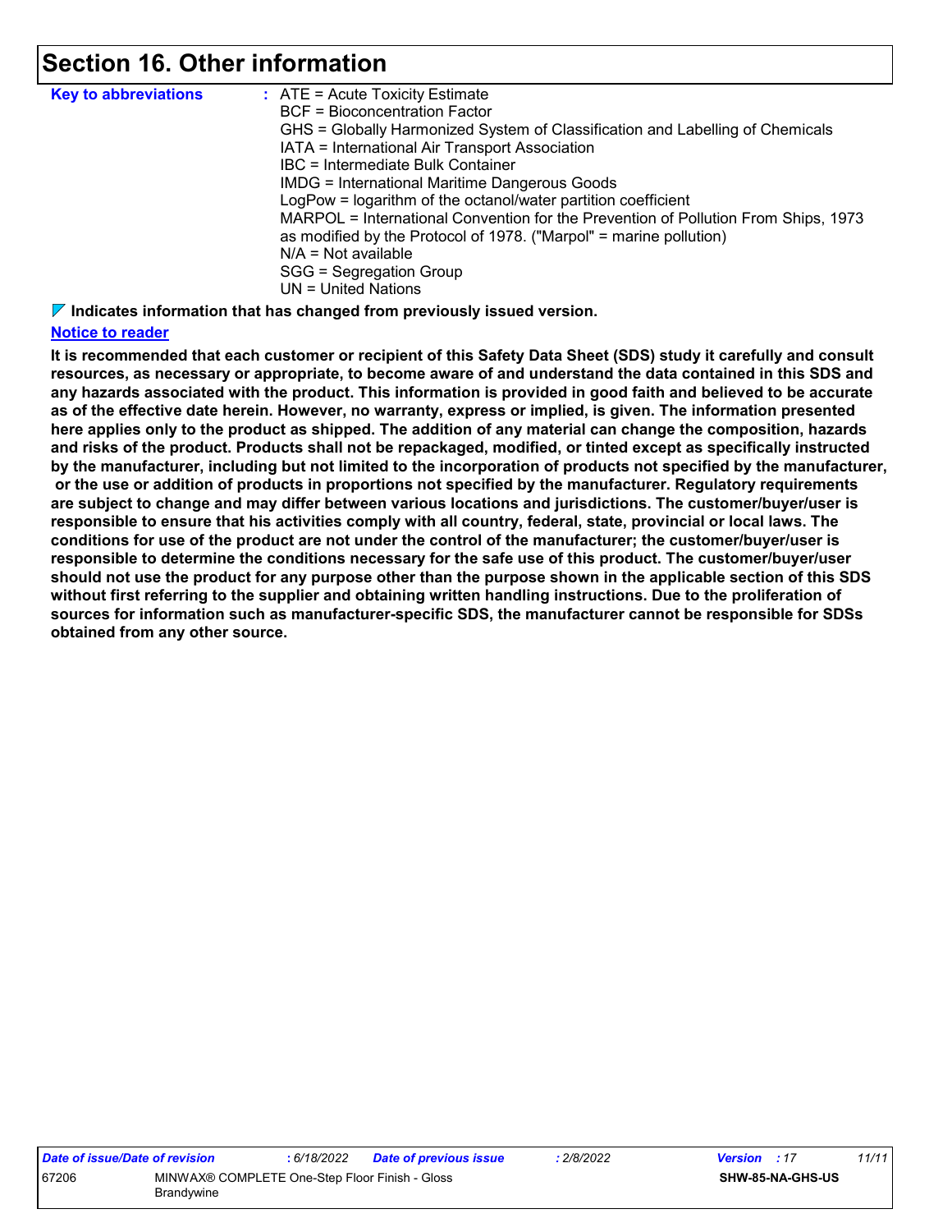## Section 16. Other information

**Key to abbreviations** : ATE = Acute Toxicity Estimate
BCF = Bioconcentration Factor
GHS = Globally Harmonized System of Classification and Labelling of Chemicals
IATA = International Air Transport Association
IBC = Intermediate Bulk Container
IMDG = International Maritime Dangerous Goods
LogPow = logarithm of the octanol/water partition coefficient
MARPOL = International Convention for the Prevention of Pollution From Ships, 1973 as modified by the Protocol of 1978. ("Marpol" = marine pollution)
N/A = Not available
SGG = Segregation Group
UN = United Nations

**Indicates information that has changed from previously issued version.**

**Notice to reader**

**It is recommended that each customer or recipient of this Safety Data Sheet (SDS) study it carefully and consult resources, as necessary or appropriate, to become aware of and understand the data contained in this SDS and any hazards associated with the product. This information is provided in good faith and believed to be accurate as of the effective date herein. However, no warranty, express or implied, is given. The information presented here applies only to the product as shipped. The addition of any material can change the composition, hazards and risks of the product. Products shall not be repackaged, modified, or tinted except as specifically instructed by the manufacturer, including but not limited to the incorporation of products not specified by the manufacturer, or the use or addition of products in proportions not specified by the manufacturer. Regulatory requirements are subject to change and may differ between various locations and jurisdictions. The customer/buyer/user is responsible to ensure that his activities comply with all country, federal, state, provincial or local laws. The conditions for use of the product are not under the control of the manufacturer; the customer/buyer/user is responsible to determine the conditions necessary for the safe use of this product. The customer/buyer/user should not use the product for any purpose other than the purpose shown in the applicable section of this SDS without first referring to the supplier and obtaining written handling instructions. Due to the proliferation of sources for information such as manufacturer-specific SDS, the manufacturer cannot be responsible for SDSs obtained from any other source.**